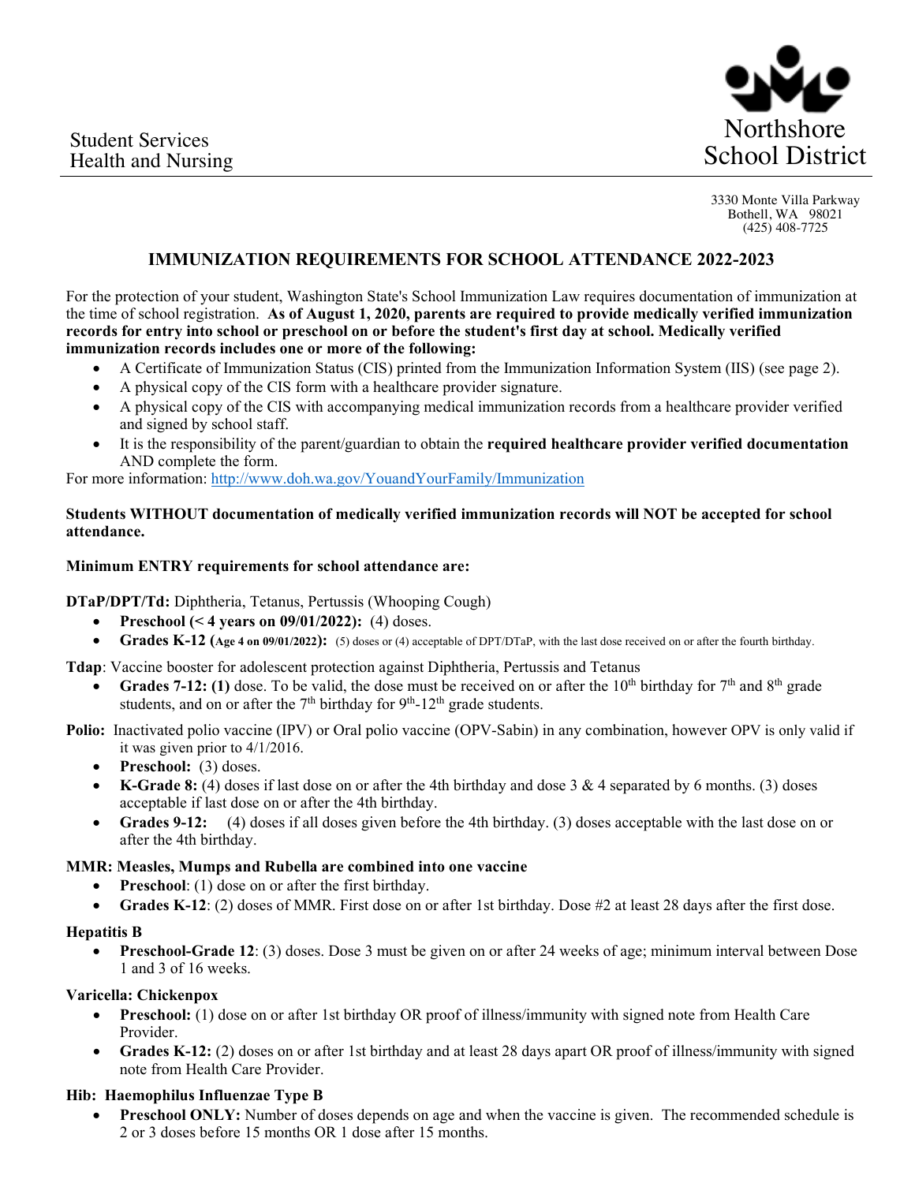Student Services
Health and Nursing

Northshore School District

3330 Monte Villa Parkway
Bothell, WA 98021
(425) 408-7725

# IMMUNIZATION REQUIREMENTS FOR SCHOOL ATTENDANCE 2022-2023

For the protection of your student, Washington State's School Immunization Law requires documentation of immunization at the time of school registration. **As of August 1, 2020, parents are required to provide medically verified immunization records for entry into school or preschool on or before the student's first day at school. Medically verified immunization records includes one or more of the following:**

- A Certificate of Immunization Status (CIS) printed from the Immunization Information System (IIS) (see page 2).
- A physical copy of the CIS form with a healthcare provider signature.
- A physical copy of the CIS with accompanying medical immunization records from a healthcare provider verified and signed by school staff.
- It is the responsibility of the parent/guardian to obtain the **required healthcare provider verified documentation** AND complete the form.

For more information: http://www.doh.wa.gov/YouandYourFamily/Immunization

**Students WITHOUT documentation of medically verified immunization records will NOT be accepted for school attendance.**

**Minimum ENTRY requirements for school attendance are:**

**DTaP/DPT/Td:** Diphtheria, Tetanus, Pertussis (Whooping Cough)

- **Preschool (< 4 years on 09/01/2022):** (4) doses.
- **Grades K-12 (Age 4 on 09/01/2022):** (5) doses or (4) acceptable of DPT/DTaP, with the last dose received on or after the fourth birthday.

**Tdap**: Vaccine booster for adolescent protection against Diphtheria, Pertussis and Tetanus

- **Grades 7-12: (1)** dose. To be valid, the dose must be received on or after the 10th birthday for 7th and 8th grade students, and on or after the 7th birthday for 9th-12th grade students.

**Polio:** Inactivated polio vaccine (IPV) or Oral polio vaccine (OPV-Sabin) in any combination, however OPV is only valid if it was given prior to 4/1/2016.

- **Preschool:** (3) doses.
- **K-Grade 8:** (4) doses if last dose on or after the 4th birthday and dose 3 & 4 separated by 6 months. (3) doses acceptable if last dose on or after the 4th birthday.
- **Grades 9-12:** (4) doses if all doses given before the 4th birthday. (3) doses acceptable with the last dose on or after the 4th birthday.

**MMR: Measles, Mumps and Rubella are combined into one vaccine**

- **Preschool**: (1) dose on or after the first birthday.
- **Grades K-12**: (2) doses of MMR. First dose on or after 1st birthday. Dose #2 at least 28 days after the first dose.

**Hepatitis B**

- **Preschool-Grade 12**: (3) doses. Dose 3 must be given on or after 24 weeks of age; minimum interval between Dose 1 and 3 of 16 weeks.

**Varicella: Chickenpox**

- **Preschool:** (1) dose on or after 1st birthday OR proof of illness/immunity with signed note from Health Care Provider.
- **Grades K-12:** (2) doses on or after 1st birthday and at least 28 days apart OR proof of illness/immunity with signed note from Health Care Provider.

**Hib: Haemophilus Influenzae Type B**

- **Preschool ONLY:** Number of doses depends on age and when the vaccine is given. The recommended schedule is 2 or 3 doses before 15 months OR 1 dose after 15 months.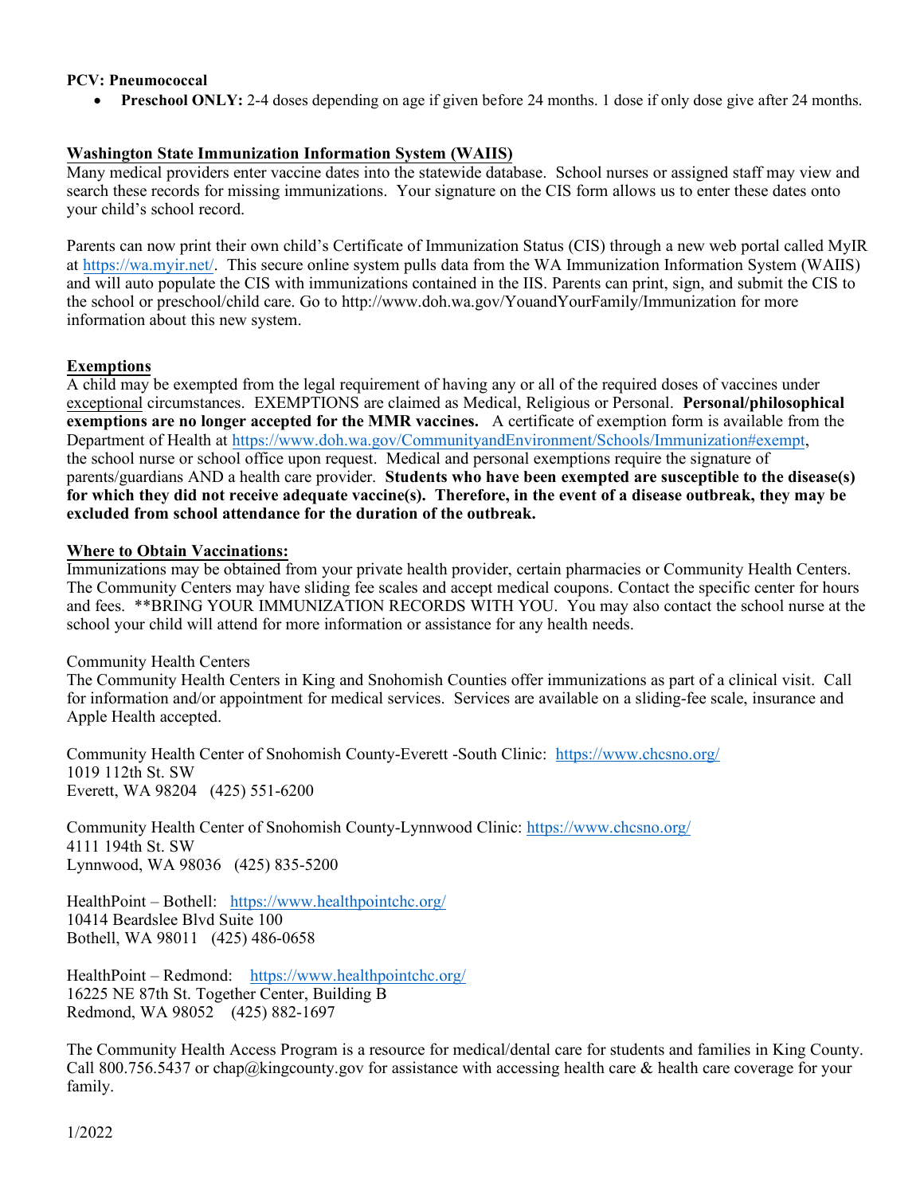**PCV: Pneumococcal**

- **Preschool ONLY:** 2-4 doses depending on age if given before 24 months. 1 dose if only dose give after 24 months.

**Washington State Immunization Information System (WAIIS)**

Many medical providers enter vaccine dates into the statewide database. School nurses or assigned staff may view and search these records for missing immunizations. Your signature on the CIS form allows us to enter these dates onto your child's school record.

Parents can now print their own child's Certificate of Immunization Status (CIS) through a new web portal called MyIR at https://wa.myir.net/. This secure online system pulls data from the WA Immunization Information System (WAIIS) and will auto populate the CIS with immunizations contained in the IIS. Parents can print, sign, and submit the CIS to the school or preschool/child care. Go to http://www.doh.wa.gov/YouandYourFamily/Immunization for more information about this new system.

**Exemptions**

A child may be exempted from the legal requirement of having any or all of the required doses of vaccines under exceptional circumstances. EXEMPTIONS are claimed as Medical, Religious or Personal. **Personal/philosophical exemptions are no longer accepted for the MMR vaccines.** A certificate of exemption form is available from the Department of Health at https://www.doh.wa.gov/CommunityandEnvironment/Schools/Immunization#exempt, the school nurse or school office upon request. Medical and personal exemptions require the signature of parents/guardians AND a health care provider. **Students who have been exempted are susceptible to the disease(s) for which they did not receive adequate vaccine(s). Therefore, in the event of a disease outbreak, they may be excluded from school attendance for the duration of the outbreak.**

**Where to Obtain Vaccinations:**

Immunizations may be obtained from your private health provider, certain pharmacies or Community Health Centers. The Community Centers may have sliding fee scales and accept medical coupons. Contact the specific center for hours and fees. **BRING YOUR IMMUNIZATION RECORDS WITH YOU. You may also contact the school nurse at the school your child will attend for more information or assistance for any health needs.

Community Health Centers

The Community Health Centers in King and Snohomish Counties offer immunizations as part of a clinical visit. Call for information and/or appointment for medical services. Services are available on a sliding-fee scale, insurance and Apple Health accepted.

Community Health Center of Snohomish County-Everett -South Clinic: https://www.chcsno.org/
1019 112th St. SW
Everett, WA 98204 (425) 551-6200

Community Health Center of Snohomish County-Lynnwood Clinic: https://www.chcsno.org/
4111 194th St. SW
Lynnwood, WA 98036 (425) 835-5200

HealthPoint – Bothell: https://www.healthpointchc.org/
10414 Beardslee Blvd Suite 100
Bothell, WA 98011 (425) 486-0658

HealthPoint – Redmond: https://www.healthpointchc.org/
16225 NE 87th St. Together Center, Building B
Redmond, WA 98052 (425) 882-1697

The Community Health Access Program is a resource for medical/dental care for students and families in King County. Call 800.756.5437 or chap@kingcounty.gov for assistance with accessing health care & health care coverage for your family.

1/2022